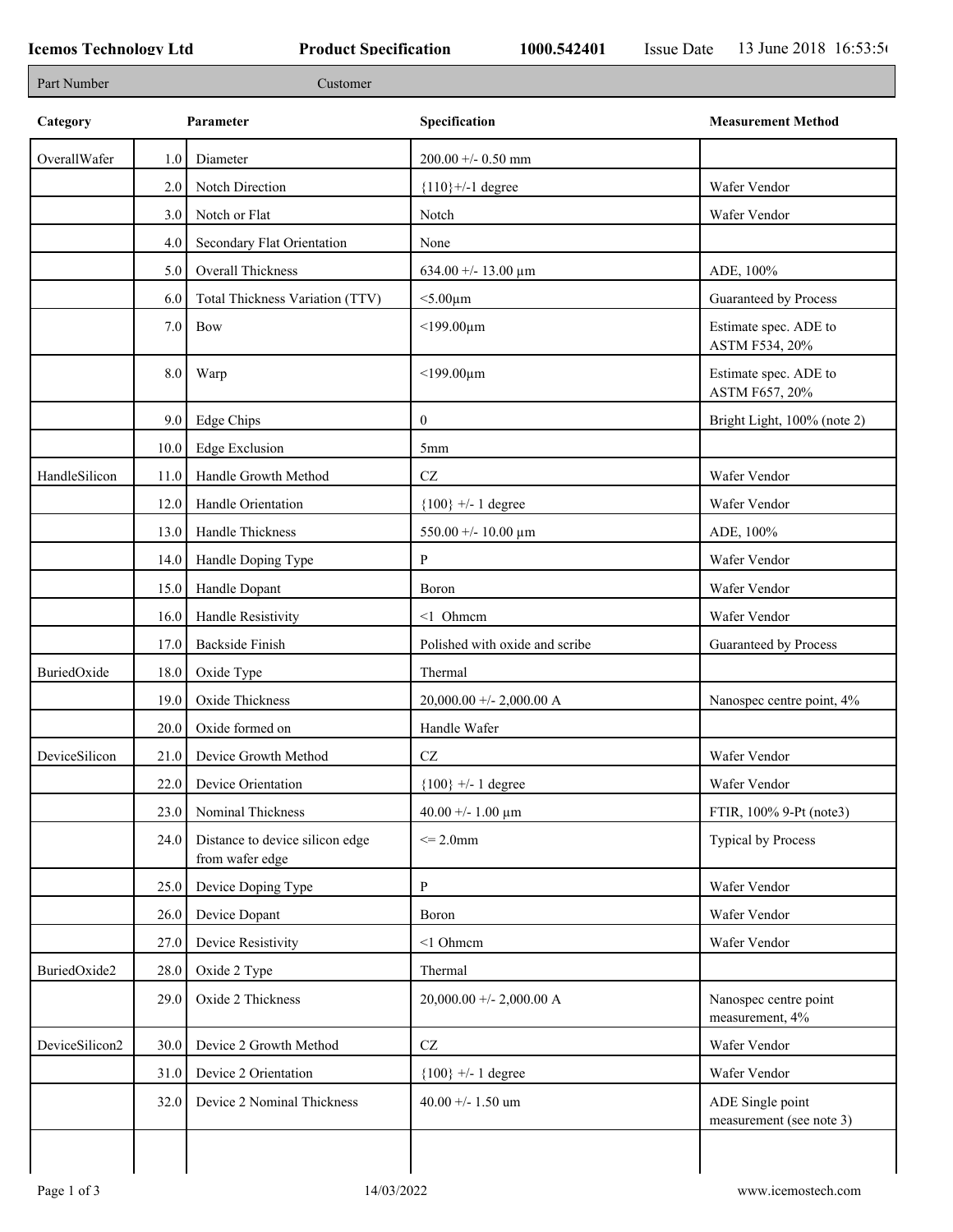**Icemos Technology Ltd** **Product Specification** **1000.542401** Issue Date 13 June 2018 16:53:5

| Part Number | Customer |
|---|---|

| Category | | Parameter | Specification | Measurement Method |
|---|---|---|---|---|
| OverallWafer | 1.0 | Diameter | 200.00 +/- 0.50 mm | |
| | 2.0 | Notch Direction | {110}+/-1 degree | Wafer Vendor |
| | 3.0 | Notch or Flat | Notch | Wafer Vendor |
| | 4.0 | Secondary Flat Orientation | None | |
| | 5.0 | Overall Thickness | 634.00 +/- 13.00 µm | ADE, 100% |
| | 6.0 | Total Thickness Variation (TTV) | <5.00µm | Guaranteed by Process |
| | 7.0 | Bow | <199.00µm | Estimate spec. ADE to ASTM F534, 20% |
| | 8.0 | Warp | <199.00µm | Estimate spec. ADE to ASTM F657, 20% |
| | 9.0 | Edge Chips | 0 | Bright Light, 100% (note 2) |
| | 10.0 | Edge Exclusion | 5mm | |
| HandleSilicon | 11.0 | Handle Growth Method | CZ | Wafer Vendor |
| | 12.0 | Handle Orientation | {100} +/- 1 degree | Wafer Vendor |
| | 13.0 | Handle Thickness | 550.00 +/- 10.00 µm | ADE, 100% |
| | 14.0 | Handle Doping Type | P | Wafer Vendor |
| | 15.0 | Handle Dopant | Boron | Wafer Vendor |
| | 16.0 | Handle Resistivity | <1 Ohmcm | Wafer Vendor |
| | 17.0 | Backside Finish | Polished with oxide and scribe | Guaranteed by Process |
| BuriedOxide | 18.0 | Oxide Type | Thermal | |
| | 19.0 | Oxide Thickness | 20,000.00 +/- 2,000.00 A | Nanospec centre point, 4% |
| | 20.0 | Oxide formed on | Handle Wafer | |
| DeviceSilicon | 21.0 | Device Growth Method | CZ | Wafer Vendor |
| | 22.0 | Device Orientation | {100} +/- 1 degree | Wafer Vendor |
| | 23.0 | Nominal Thickness | 40.00 +/- 1.00 µm | FTIR, 100% 9-Pt (note3) |
| | 24.0 | Distance to device silicon edge from wafer edge | <= 2.0mm | Typical by Process |
| | 25.0 | Device Doping Type | P | Wafer Vendor |
| | 26.0 | Device Dopant | Boron | Wafer Vendor |
| | 27.0 | Device Resistivity | <1 Ohmcm | Wafer Vendor |
| BuriedOxide2 | 28.0 | Oxide 2 Type | Thermal | |
| | 29.0 | Oxide 2 Thickness | 20,000.00 +/- 2,000.00 A | Nanospec centre point measurement, 4% |
| DeviceSilicon2 | 30.0 | Device 2 Growth Method | CZ | Wafer Vendor |
| | 31.0 | Device 2 Orientation | {100} +/- 1 degree | Wafer Vendor |
| | 32.0 | Device 2 Nominal Thickness | 40.00 +/- 1.50 um | ADE Single point measurement (see note 3) |
| | | | | |

14/03/2022 www.icemostech.com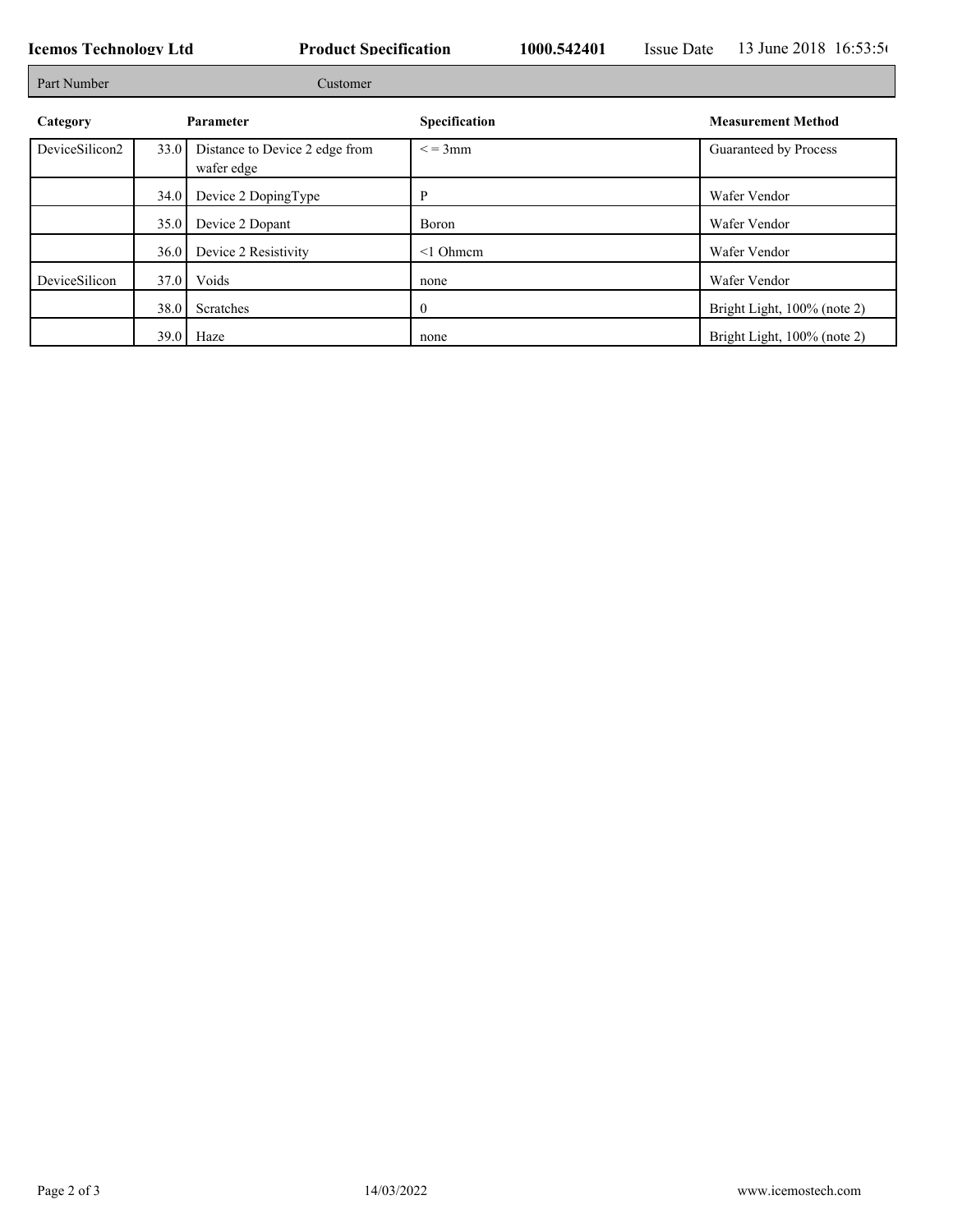| Part Number | | Customer | |
|---|---|---|---|

| Category | | Parameter | Specification | Measurement Method |
|---|---|---|---|---|
| DeviceSilicon2 | 33.0 | Distance to Device 2 edge from wafer edge | < = 3mm | Guaranteed by Process |
| | 34.0 | Device 2 DopingType | P | Wafer Vendor |
| | 35.0 | Device 2 Dopant | Boron | Wafer Vendor |
| | 36.0 | Device 2 Resistivity | <1 Ohmcm | Wafer Vendor |
| DeviceSilicon | 37.0 | Voids | none | Wafer Vendor |
| | 38.0 | Scratches | 0 | Bright Light, 100% (note 2) |
| | 39.0 | Haze | none | Bright Light, 100% (note 2) |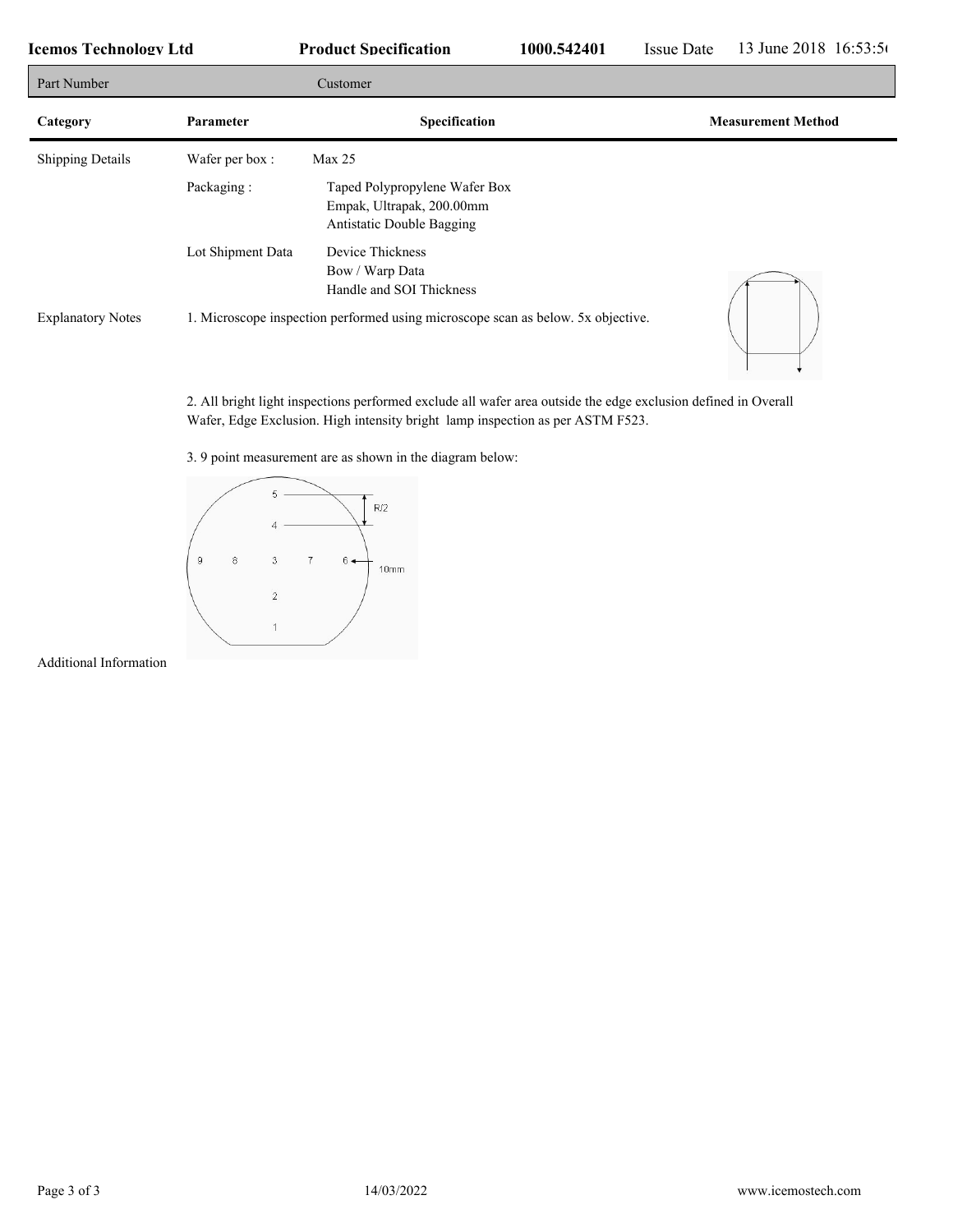| Part Number | Customer | | |
|---|---|---|---|
| **Category** | **Parameter** | **Specification** | **Measurement Method** |
| Shipping Details | Wafer per box : | Max 25 | |
| | Packaging : | Taped Polypropylene Wafer Box<br>Empak, Ultrapak, 200.00mm<br>Antistatic Double Bagging | |
| | Lot Shipment Data | Device Thickness<br>Bow / Warp Data<br>Handle and SOI Thickness | |

Explanatory Notes

1. Microscope inspection performed using microscope scan as below. 5x objective.

2. All bright light inspections performed exclude all wafer area outside the edge exclusion defined in Overall Wafer, Edge Exclusion. High intensity bright lamp inspection as per ASTM F523.

3. 9 point measurement are as shown in the diagram below:

5
4
9 8 3 7 6
2
1
R/2
10mm

Additional Information